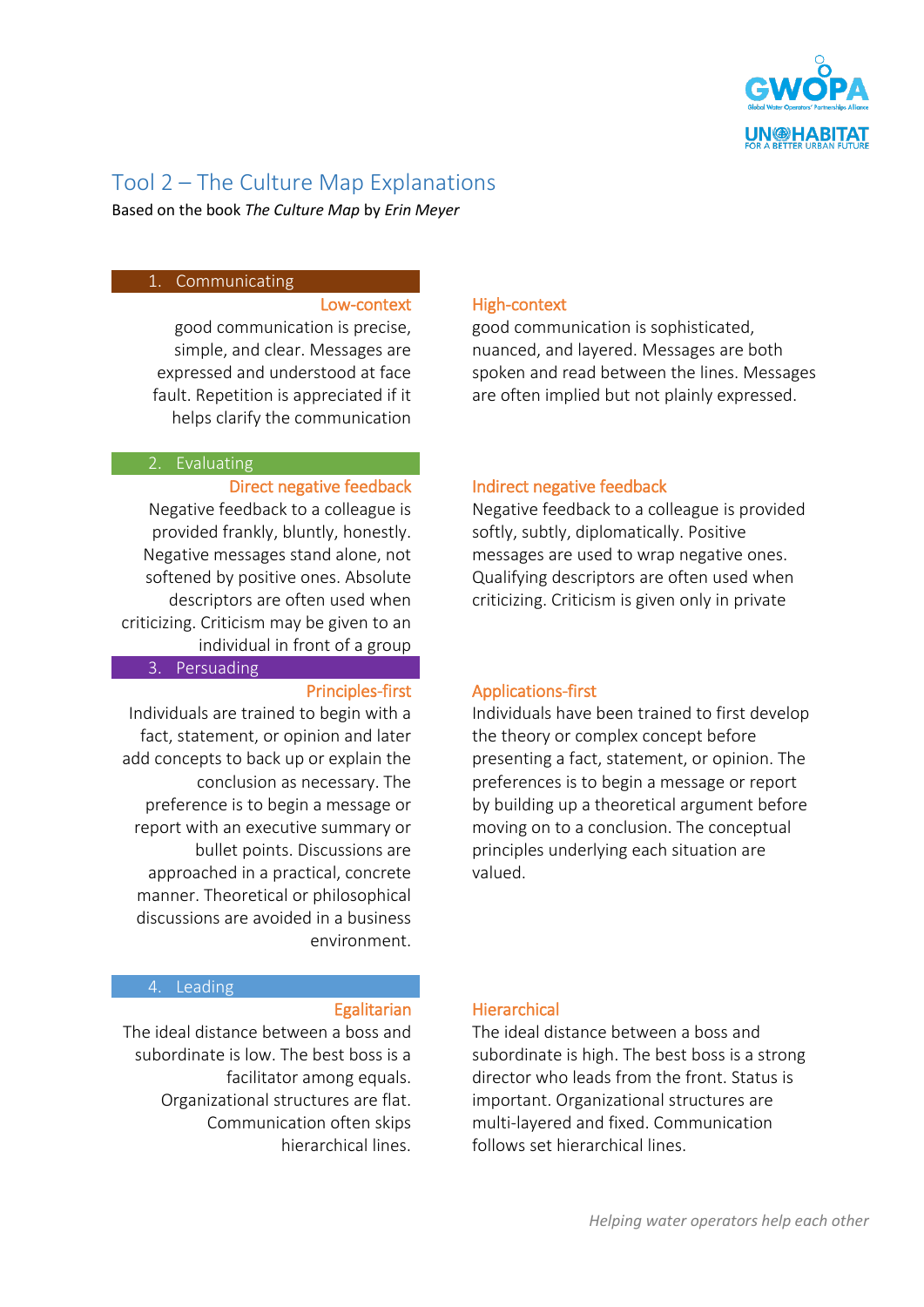# Tool 2 – The Culture Map Explanations

Based on the book *The Culture Map* by *Erin Meyer*

## 1. Communicating

### Low-context

good communication is precise, simple, and clear. Messages are expressed and understood at face fault. Repetition is appreciated if it helps clarify the communication

### High-context

good communication is sophisticated, nuanced, and layered. Messages are both spoken and read between the lines. Messages are often implied but not plainly expressed.

## 2. Evaluating

### Direct negative feedback

Negative feedback to a colleague is provided frankly, bluntly, honestly. Negative messages stand alone, not softened by positive ones. Absolute descriptors are often used when criticizing. Criticism may be given to an individual in front of a group

### Indirect negative feedback

Negative feedback to a colleague is provided softly, subtly, diplomatically. Positive messages are used to wrap negative ones. Qualifying descriptors are often used when criticizing. Criticism is given only in private

## 3. Persuading

### Principles-first

Individuals are trained to begin with a fact, statement, or opinion and later add concepts to back up or explain the conclusion as necessary. The preference is to begin a message or report with an executive summary or bullet points. Discussions are approached in a practical, concrete manner. Theoretical or philosophical discussions are avoided in a business environment.

### Applications-first

Individuals have been trained to first develop the theory or complex concept before presenting a fact, statement, or opinion. The preferences is to begin a message or report by building up a theoretical argument before moving on to a conclusion. The conceptual principles underlying each situation are valued.

## 4. Leading

### Egalitarian

The ideal distance between a boss and subordinate is low. The best boss is a facilitator among equals. Organizational structures are flat. Communication often skips hierarchical lines.

### Hierarchical

The ideal distance between a boss and subordinate is high. The best boss is a strong director who leads from the front. Status is important. Organizational structures are multi-layered and fixed. Communication follows set hierarchical lines.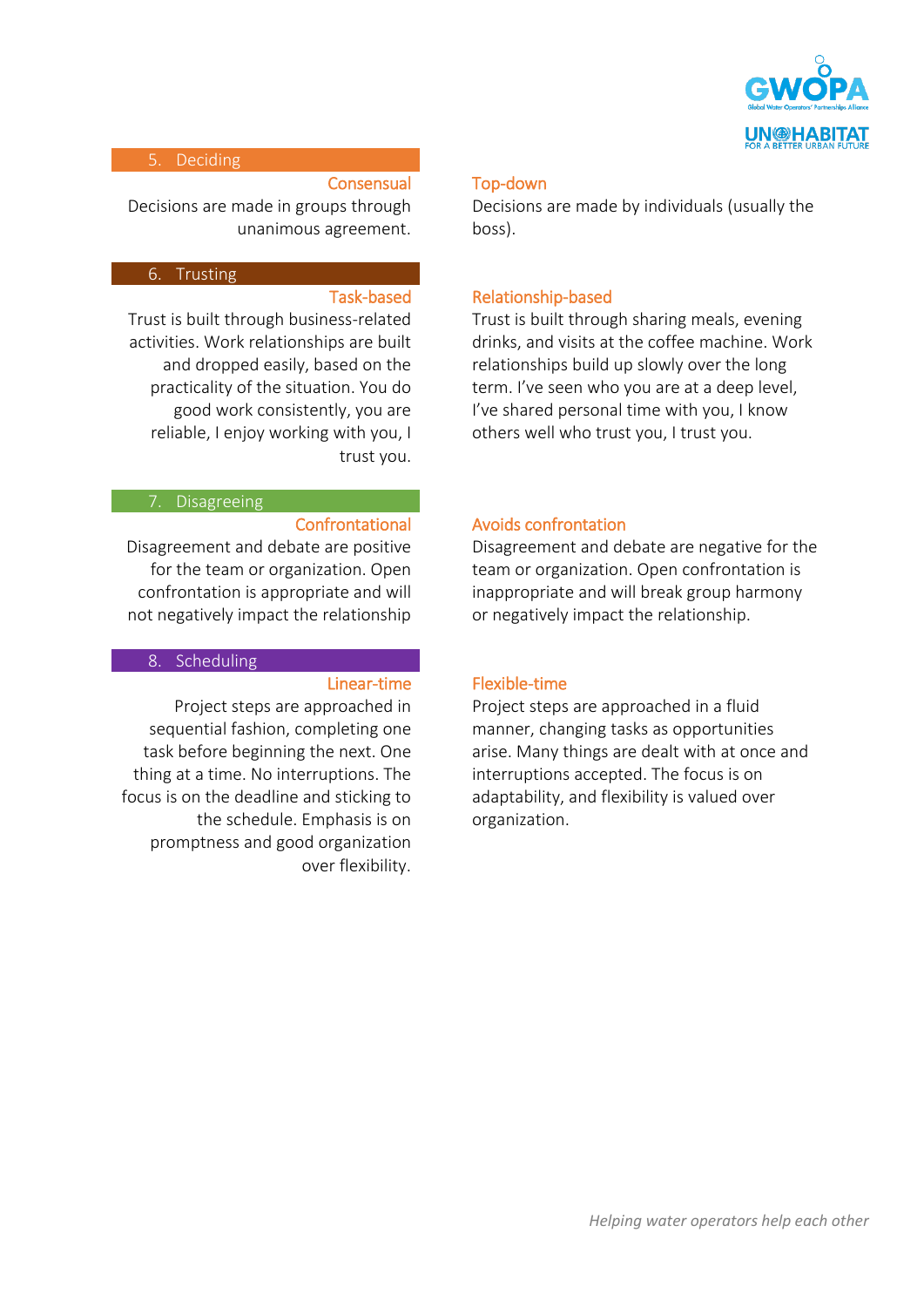## 5. Deciding

### Consensual

Decisions are made in groups through unanimous agreement.

### Top-down

Decisions are made by individuals (usually the boss).

## 6. Trusting

### Task-based

Trust is built through business-related activities. Work relationships are built and dropped easily, based on the practicality of the situation. You do good work consistently, you are reliable, I enjoy working with you, I trust you.

### Relationship-based

Trust is built through sharing meals, evening drinks, and visits at the coffee machine. Work relationships build up slowly over the long term. I've seen who you are at a deep level, I've shared personal time with you, I know others well who trust you, I trust you.

## 7. Disagreeing

### Confrontational

Disagreement and debate are positive for the team or organization. Open confrontation is appropriate and will not negatively impact the relationship

### Avoids confrontation

Disagreement and debate are negative for the team or organization. Open confrontation is inappropriate and will break group harmony or negatively impact the relationship.

## 8. Scheduling

### Linear-time

Project steps are approached in sequential fashion, completing one task before beginning the next. One thing at a time. No interruptions. The focus is on the deadline and sticking to the schedule. Emphasis is on promptness and good organization over flexibility.

### Flexible-time

Project steps are approached in a fluid manner, changing tasks as opportunities arise. Many things are dealt with at once and interruptions accepted. The focus is on adaptability, and flexibility is valued over organization.